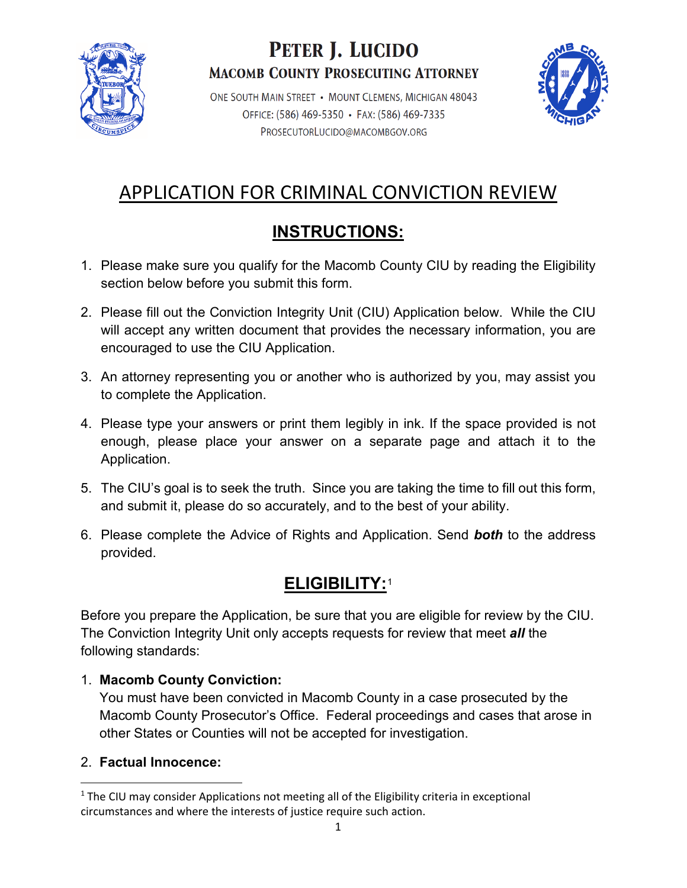# PETER J. LUCIDO

## MACOMB COUNTY PROSECUTING ATTORNEY

ONE SOUTH MAIN STREET • MOUNT CLEMENS, MICHIGAN 48043
OFFICE: (586) 469-5350 • FAX: (586) 469-7335
PROSECUTORLUCIDO@MACOMBGOV.ORG

# APPLICATION FOR CRIMINAL CONVICTION REVIEW

## INSTRUCTIONS:

1. Please make sure you qualify for the Macomb County CIU by reading the Eligibility section below before you submit this form.
2. Please fill out the Conviction Integrity Unit (CIU) Application below. While the CIU will accept any written document that provides the necessary information, you are encouraged to use the CIU Application.
3. An attorney representing you or another who is authorized by you, may assist you to complete the Application.
4. Please type your answers or print them legibly in ink. If the space provided is not enough, please place your answer on a separate page and attach it to the Application.
5. The CIU's goal is to seek the truth. Since you are taking the time to fill out this form, and submit it, please do so accurately, and to the best of your ability.
6. Please complete the Advice of Rights and Application. Send ***both*** to the address provided.

## ELIGIBILITY:[1]

Before you prepare the Application, be sure that you are eligible for review by the CIU. The Conviction Integrity Unit only accepts requests for review that meet ***all*** the following standards:

1. **Macomb County Conviction:**
   You must have been convicted in Macomb County in a case prosecuted by the Macomb County Prosecutor's Office. Federal proceedings and cases that arose in other States or Counties will not be accepted for investigation.
2. **Factual Innocence:**

[1] The CIU may consider Applications not meeting all of the Eligibility criteria in exceptional circumstances and where the interests of justice require such action.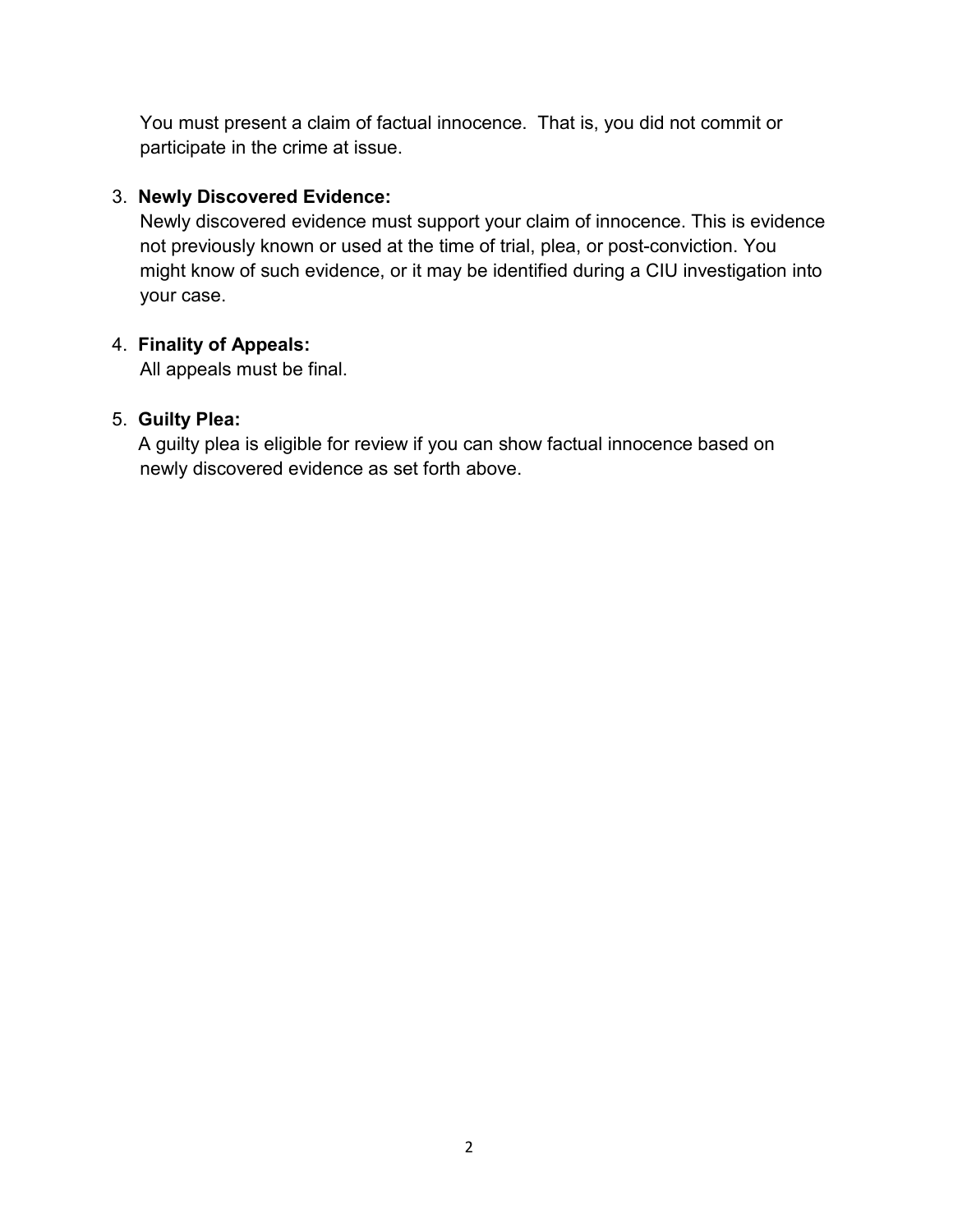You must present a claim of factual innocence. That is, you did not commit or participate in the crime at issue.

3. **Newly Discovered Evidence:**
   Newly discovered evidence must support your claim of innocence. This is evidence not previously known or used at the time of trial, plea, or post-conviction. You might know of such evidence, or it may be identified during a CIU investigation into your case.

4. **Finality of Appeals:**
   All appeals must be final.

5. **Guilty Plea:**
   A guilty plea is eligible for review if you can show factual innocence based on newly discovered evidence as set forth above.